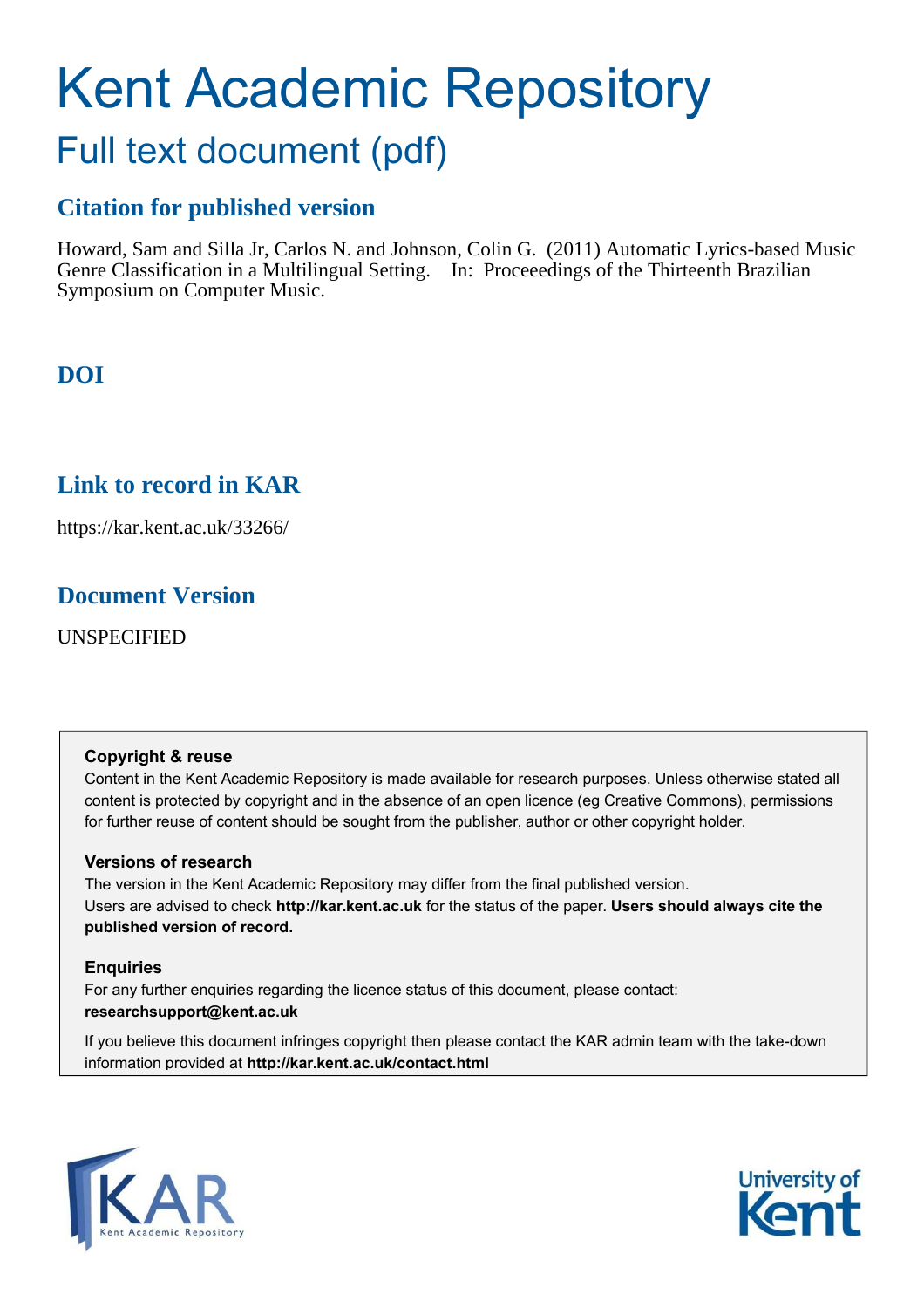# Kent Academic Repository

## Full text document (pdf)

## Citation for published version

Howard, Sam and Silla Jr, Carlos N. and Johnson, Colin G. (2011) Automatic Lyrics-based Music Genre Classification in a Multilingual Setting. In: Proceeedings of the Thirteenth Brazilian Symposium on Computer Music.

## DOI

## Link to record in KAR

https://kar.kent.ac.uk/33266/

## Document Version

UNSPECIFIED

**Copyright & reuse**

Content in the Kent Academic Repository is made available for research purposes. Unless otherwise stated all content is protected by copyright and in the absence of an open licence (eg Creative Commons), permissions for further reuse of content should be sought from the publisher, author or other copyright holder.

**Versions of research**

The version in the Kent Academic Repository may differ from the final published version. Users are advised to check **http://kar.kent.ac.uk** for the status of the paper. **Users should always cite the published version of record.**

**Enquiries**

For any further enquiries regarding the licence status of this document, please contact: **researchsupport@kent.ac.uk**

If you believe this document infringes copyright then please contact the KAR admin team with the take-down information provided at **http://kar.kent.ac.uk/contact.html**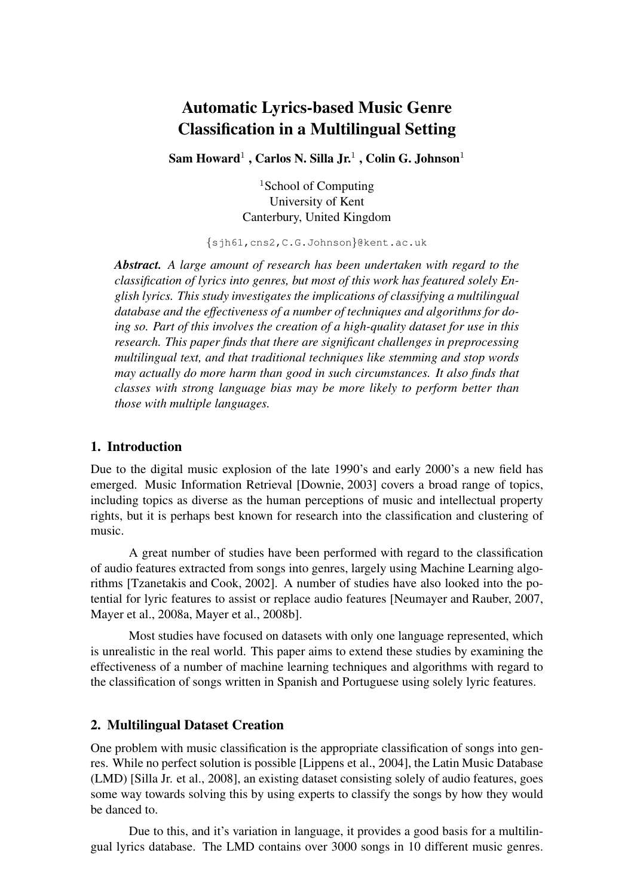# Automatic Lyrics-based Music Genre Classification in a Multilingual Setting

**Sam Howard**[1] **, Carlos N. Silla Jr.**[1] **, Colin G. Johnson**[1]

[1]School of Computing
University of Kent
Canterbury, United Kingdom

{sjh61,cns2,C.G.Johnson}@kent.ac.uk

***Abstract.*** *A large amount of research has been undertaken with regard to the classification of lyrics into genres, but most of this work has featured solely English lyrics. This study investigates the implications of classifying a multilingual database and the effectiveness of a number of techniques and algorithms for doing so. Part of this involves the creation of a high-quality dataset for use in this research. This paper finds that there are significant challenges in preprocessing multilingual text, and that traditional techniques like stemming and stop words may actually do more harm than good in such circumstances. It also finds that classes with strong language bias may be more likely to perform better than those with multiple languages.*

## 1. Introduction

Due to the digital music explosion of the late 1990's and early 2000's a new field has emerged. Music Information Retrieval [Downie, 2003] covers a broad range of topics, including topics as diverse as the human perceptions of music and intellectual property rights, but it is perhaps best known for research into the classification and clustering of music.

A great number of studies have been performed with regard to the classification of audio features extracted from songs into genres, largely using Machine Learning algorithms [Tzanetakis and Cook, 2002]. A number of studies have also looked into the potential for lyric features to assist or replace audio features [Neumayer and Rauber, 2007, Mayer et al., 2008a, Mayer et al., 2008b].

Most studies have focused on datasets with only one language represented, which is unrealistic in the real world. This paper aims to extend these studies by examining the effectiveness of a number of machine learning techniques and algorithms with regard to the classification of songs written in Spanish and Portuguese using solely lyric features.

## 2. Multilingual Dataset Creation

One problem with music classification is the appropriate classification of songs into genres. While no perfect solution is possible [Lippens et al., 2004], the Latin Music Database (LMD) [Silla Jr. et al., 2008], an existing dataset consisting solely of audio features, goes some way towards solving this by using experts to classify the songs by how they would be danced to.

Due to this, and it's variation in language, it provides a good basis for a multilingual lyrics database. The LMD contains over 3000 songs in 10 different music genres.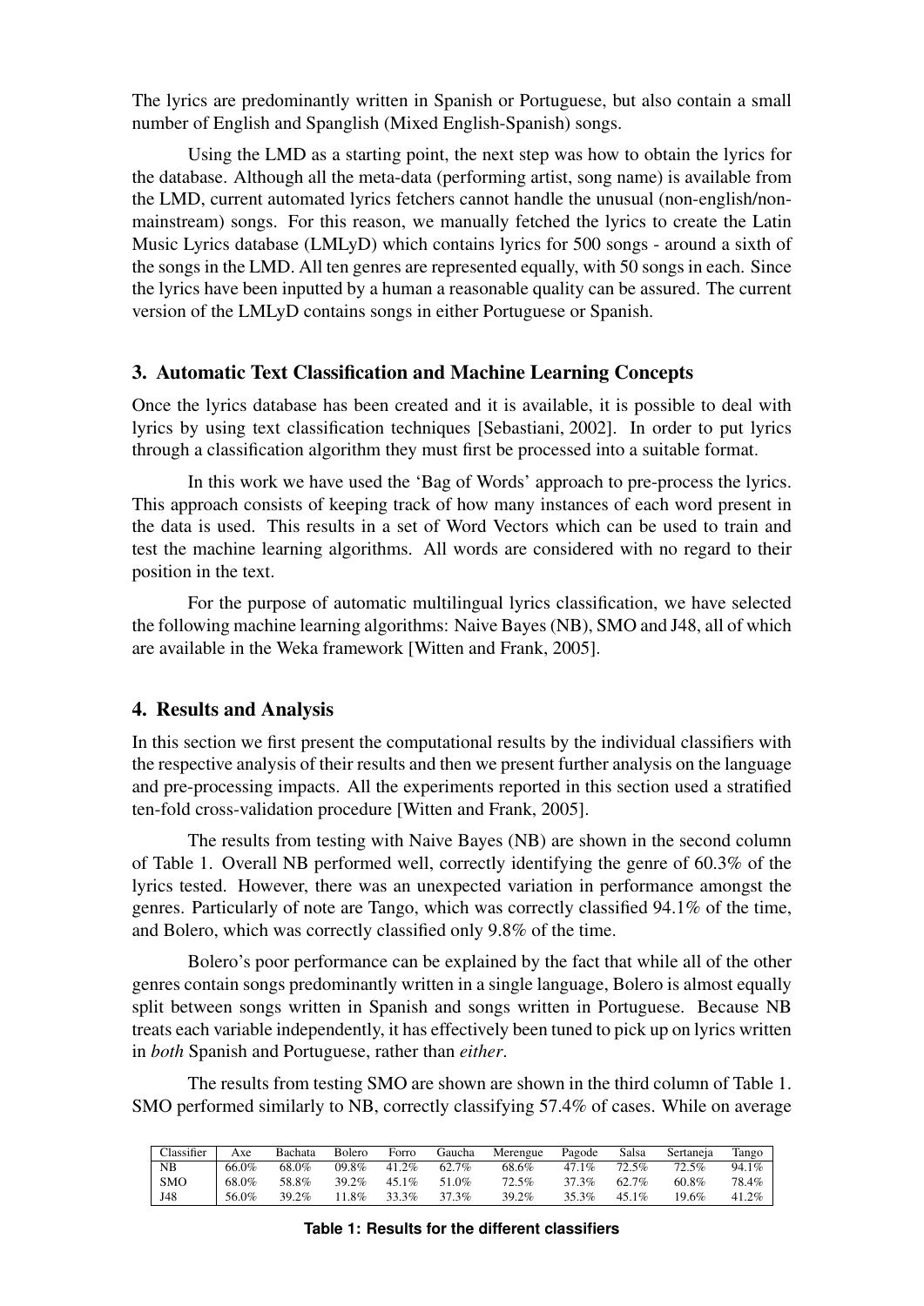The lyrics are predominantly written in Spanish or Portuguese, but also contain a small number of English and Spanglish (Mixed English-Spanish) songs.

Using the LMD as a starting point, the next step was how to obtain the lyrics for the database. Although all the meta-data (performing artist, song name) is available from the LMD, current automated lyrics fetchers cannot handle the unusual (non-english/non-mainstream) songs. For this reason, we manually fetched the lyrics to create the Latin Music Lyrics database (LMLyD) which contains lyrics for 500 songs - around a sixth of the songs in the LMD. All ten genres are represented equally, with 50 songs in each. Since the lyrics have been inputted by a human a reasonable quality can be assured. The current version of the LMLyD contains songs in either Portuguese or Spanish.

## 3. Automatic Text Classification and Machine Learning Concepts

Once the lyrics database has been created and it is available, it is possible to deal with lyrics by using text classification techniques [Sebastiani, 2002]. In order to put lyrics through a classification algorithm they must first be processed into a suitable format.

In this work we have used the 'Bag of Words' approach to pre-process the lyrics. This approach consists of keeping track of how many instances of each word present in the data is used. This results in a set of Word Vectors which can be used to train and test the machine learning algorithms. All words are considered with no regard to their position in the text.

For the purpose of automatic multilingual lyrics classification, we have selected the following machine learning algorithms: Naive Bayes (NB), SMO and J48, all of which are available in the Weka framework [Witten and Frank, 2005].

## 4. Results and Analysis

In this section we first present the computational results by the individual classifiers with the respective analysis of their results and then we present further analysis on the language and pre-processing impacts. All the experiments reported in this section used a stratified ten-fold cross-validation procedure [Witten and Frank, 2005].

The results from testing with Naive Bayes (NB) are shown in the second column of Table 1. Overall NB performed well, correctly identifying the genre of 60.3% of the lyrics tested. However, there was an unexpected variation in performance amongst the genres. Particularly of note are Tango, which was correctly classified 94.1% of the time, and Bolero, which was correctly classified only 9.8% of the time.

Bolero's poor performance can be explained by the fact that while all of the other genres contain songs predominantly written in a single language, Bolero is almost equally split between songs written in Spanish and songs written in Portuguese. Because NB treats each variable independently, it has effectively been tuned to pick up on lyrics written in *both* Spanish and Portuguese, rather than *either*.

The results from testing SMO are shown are shown in the third column of Table 1. SMO performed similarly to NB, correctly classifying 57.4% of cases. While on average

| Classifier | Axe | Bachata | Bolero | Forro | Gaucha | Merengue | Pagode | Salsa | Sertaneja | Tango |
|---|---|---|---|---|---|---|---|---|---|---|
| NB | 66.0% | 68.0% | 09.8% | 41.2% | 62.7% | 68.6% | 47.1% | 72.5% | 72.5% | 94.1% |
| SMO | 68.0% | 58.8% | 39.2% | 45.1% | 51.0% | 72.5% | 37.3% | 62.7% | 60.8% | 78.4% |
| J48 | 56.0% | 39.2% | 11.8% | 33.3% | 37.3% | 39.2% | 35.3% | 45.1% | 19.6% | 41.2% |

**Table 1: Results for the different classifiers**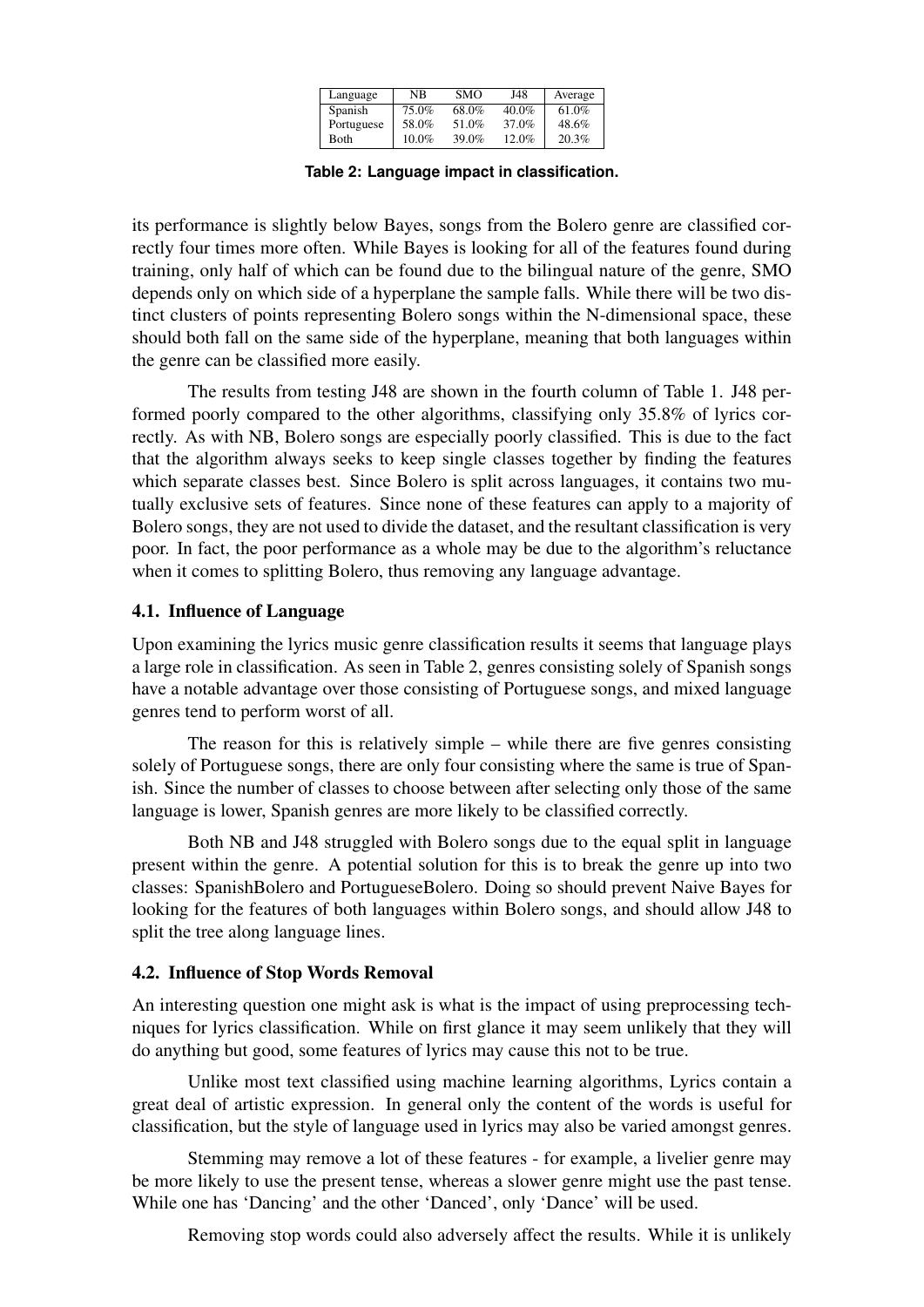| Language | NB | SMO | J48 | Average |
|---|---|---|---|---|
| Spanish | 75.0% | 68.0% | 40.0% | 61.0% |
| Portuguese | 58.0% | 51.0% | 37.0% | 48.6% |
| Both | 10.0% | 39.0% | 12.0% | 20.3% |

**Table 2: Language impact in classification.**

its performance is slightly below Bayes, songs from the Bolero genre are classified correctly four times more often. While Bayes is looking for all of the features found during training, only half of which can be found due to the bilingual nature of the genre, SMO depends only on which side of a hyperplane the sample falls. While there will be two distinct clusters of points representing Bolero songs within the N-dimensional space, these should both fall on the same side of the hyperplane, meaning that both languages within the genre can be classified more easily.

The results from testing J48 are shown in the fourth column of Table 1. J48 performed poorly compared to the other algorithms, classifying only 35.8% of lyrics correctly. As with NB, Bolero songs are especially poorly classified. This is due to the fact that the algorithm always seeks to keep single classes together by finding the features which separate classes best. Since Bolero is split across languages, it contains two mutually exclusive sets of features. Since none of these features can apply to a majority of Bolero songs, they are not used to divide the dataset, and the resultant classification is very poor. In fact, the poor performance as a whole may be due to the algorithm's reluctance when it comes to splitting Bolero, thus removing any language advantage.

### 4.1. Influence of Language

Upon examining the lyrics music genre classification results it seems that language plays a large role in classification. As seen in Table 2, genres consisting solely of Spanish songs have a notable advantage over those consisting of Portuguese songs, and mixed language genres tend to perform worst of all.

The reason for this is relatively simple – while there are five genres consisting solely of Portuguese songs, there are only four consisting where the same is true of Spanish. Since the number of classes to choose between after selecting only those of the same language is lower, Spanish genres are more likely to be classified correctly.

Both NB and J48 struggled with Bolero songs due to the equal split in language present within the genre. A potential solution for this is to break the genre up into two classes: SpanishBolero and PortugueseBolero. Doing so should prevent Naive Bayes for looking for the features of both languages within Bolero songs, and should allow J48 to split the tree along language lines.

### 4.2. Influence of Stop Words Removal

An interesting question one might ask is what is the impact of using preprocessing techniques for lyrics classification. While on first glance it may seem unlikely that they will do anything but good, some features of lyrics may cause this not to be true.

Unlike most text classified using machine learning algorithms, Lyrics contain a great deal of artistic expression. In general only the content of the words is useful for classification, but the style of language used in lyrics may also be varied amongst genres.

Stemming may remove a lot of these features - for example, a livelier genre may be more likely to use the present tense, whereas a slower genre might use the past tense. While one has 'Dancing' and the other 'Danced', only 'Dance' will be used.

Removing stop words could also adversely affect the results. While it is unlikely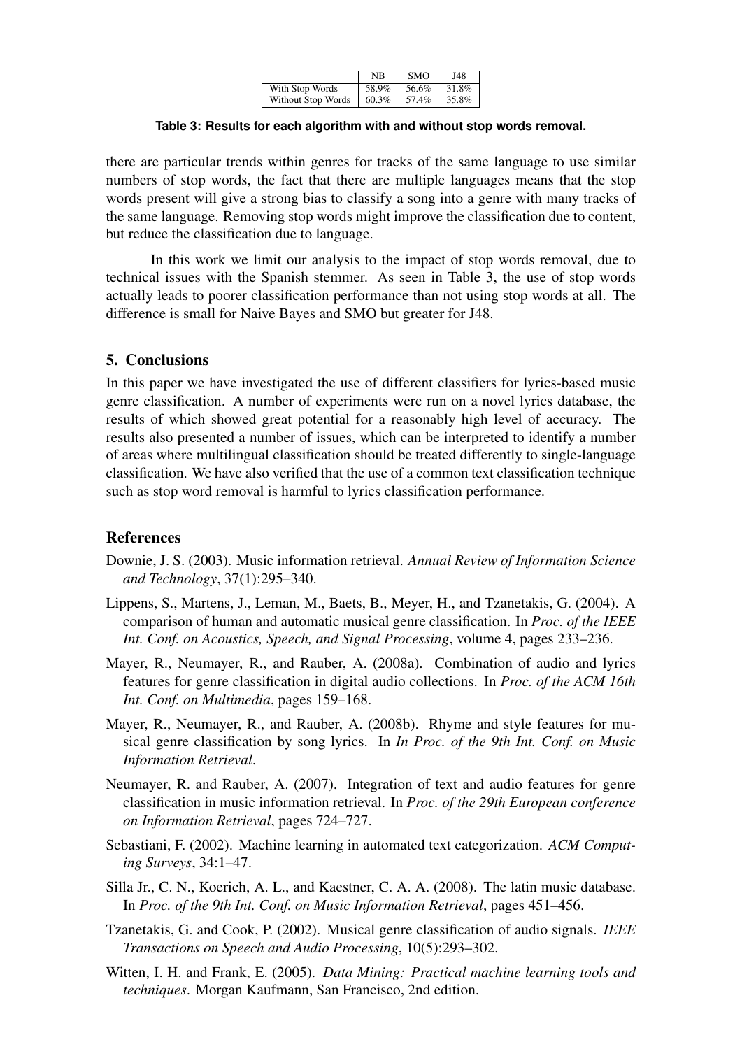| | NB | SMO | J48 |
|---|---|---|---|
| With Stop Words | 58.9% | 56.6% | 31.8% |
| Without Stop Words | 60.3% | 57.4% | 35.8% |

**Table 3: Results for each algorithm with and without stop words removal.**

there are particular trends within genres for tracks of the same language to use similar numbers of stop words, the fact that there are multiple languages means that the stop words present will give a strong bias to classify a song into a genre with many tracks of the same language. Removing stop words might improve the classification due to content, but reduce the classification due to language.

In this work we limit our analysis to the impact of stop words removal, due to technical issues with the Spanish stemmer. As seen in Table 3, the use of stop words actually leads to poorer classification performance than not using stop words at all. The difference is small for Naive Bayes and SMO but greater for J48.

## 5. Conclusions

In this paper we have investigated the use of different classifiers for lyrics-based music genre classification. A number of experiments were run on a novel lyrics database, the results of which showed great potential for a reasonably high level of accuracy. The results also presented a number of issues, which can be interpreted to identify a number of areas where multilingual classification should be treated differently to single-language classification. We have also verified that the use of a common text classification technique such as stop word removal is harmful to lyrics classification performance.

## References

Downie, J. S. (2003). Music information retrieval. *Annual Review of Information Science and Technology*, 37(1):295–340.

Lippens, S., Martens, J., Leman, M., Baets, B., Meyer, H., and Tzanetakis, G. (2004). A comparison of human and automatic musical genre classification. In *Proc. of the IEEE Int. Conf. on Acoustics, Speech, and Signal Processing*, volume 4, pages 233–236.

Mayer, R., Neumayer, R., and Rauber, A. (2008a). Combination of audio and lyrics features for genre classification in digital audio collections. In *Proc. of the ACM 16th Int. Conf. on Multimedia*, pages 159–168.

Mayer, R., Neumayer, R., and Rauber, A. (2008b). Rhyme and style features for musical genre classification by song lyrics. In *In Proc. of the 9th Int. Conf. on Music Information Retrieval*.

Neumayer, R. and Rauber, A. (2007). Integration of text and audio features for genre classification in music information retrieval. In *Proc. of the 29th European conference on Information Retrieval*, pages 724–727.

Sebastiani, F. (2002). Machine learning in automated text categorization. *ACM Computing Surveys*, 34:1–47.

Silla Jr., C. N., Koerich, A. L., and Kaestner, C. A. A. (2008). The latin music database. In *Proc. of the 9th Int. Conf. on Music Information Retrieval*, pages 451–456.

Tzanetakis, G. and Cook, P. (2002). Musical genre classification of audio signals. *IEEE Transactions on Speech and Audio Processing*, 10(5):293–302.

Witten, I. H. and Frank, E. (2005). *Data Mining: Practical machine learning tools and techniques*. Morgan Kaufmann, San Francisco, 2nd edition.